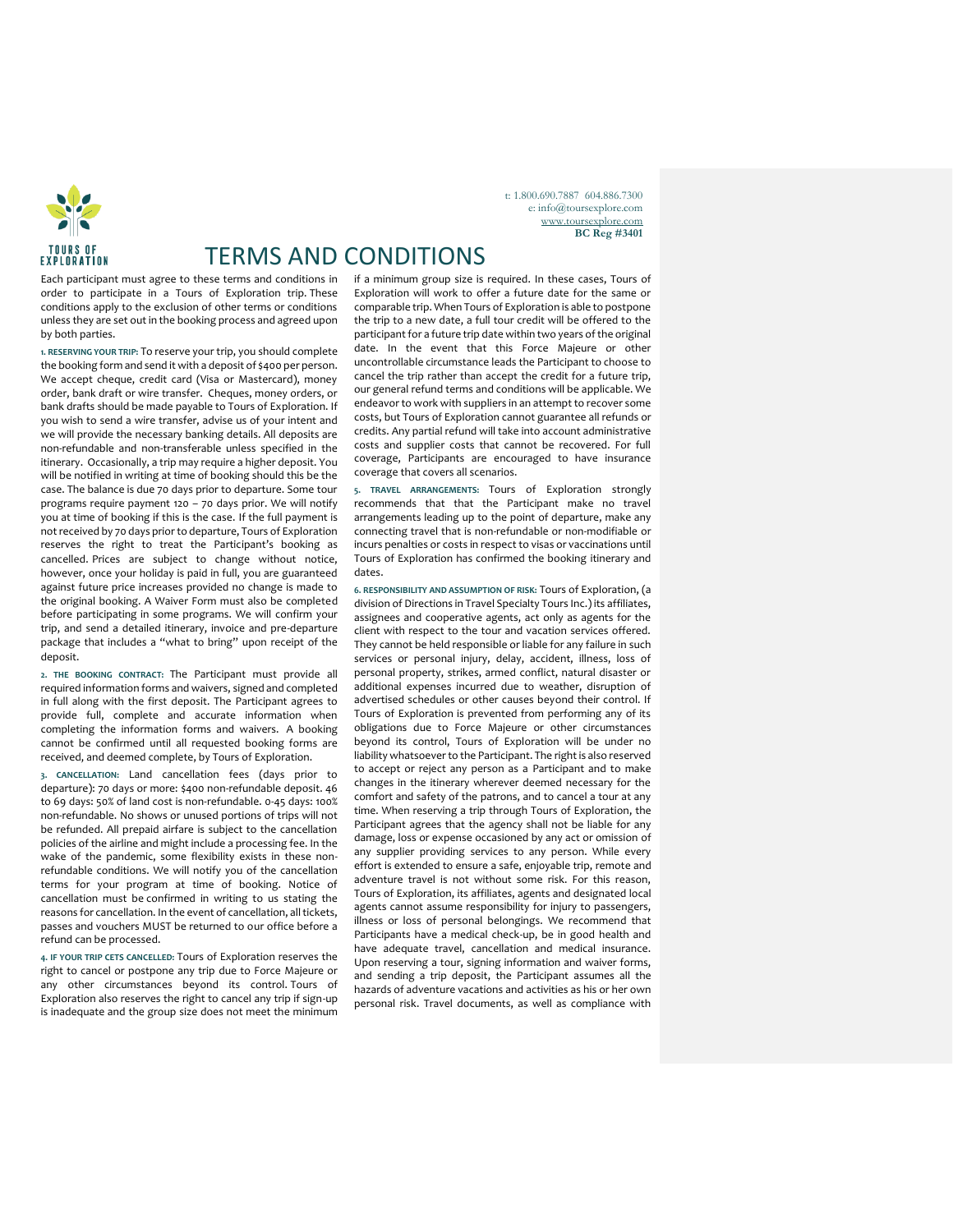TOURS OF EXPLORATION

t: 1.800.690.7887 604.886.7300
e: info@toursexplore.com
www.toursexplore.com
**BC Reg #3401**

# TERMS AND CONDITIONS

Each participant must agree to these terms and conditions in order to participate in a Tours of Exploration trip. These conditions apply to the exclusion of other terms or conditions unless they are set out in the booking process and agreed upon by both parties.

**1. RESERVING YOUR TRIP:** To reserve your trip, you should complete the booking form and send it with a deposit of $400 per person. We accept cheque, credit card (Visa or Mastercard), money order, bank draft or wire transfer. Cheques, money orders, or bank drafts should be made payable to Tours of Exploration. If you wish to send a wire transfer, advise us of your intent and we will provide the necessary banking details. All deposits are non-refundable and non-transferable unless specified in the itinerary. Occasionally, a trip may require a higher deposit. You will be notified in writing at time of booking should this be the case. The balance is due 70 days prior to departure. Some tour programs require payment 120 – 70 days prior. We will notify you at time of booking if this is the case. If the full payment is not received by 70 days prior to departure, Tours of Exploration reserves the right to treat the Participant's booking as cancelled. Prices are subject to change without notice, however, once your holiday is paid in full, you are guaranteed against future price increases provided no change is made to the original booking. A Waiver Form must also be completed before participating in some programs. We will confirm your trip, and send a detailed itinerary, invoice and pre-departure package that includes a "what to bring" upon receipt of the deposit.

**2. THE BOOKING CONTRACT:** The Participant must provide all required information forms and waivers, signed and completed in full along with the first deposit. The Participant agrees to provide full, complete and accurate information when completing the information forms and waivers. A booking cannot be confirmed until all requested booking forms are received, and deemed complete, by Tours of Exploration.

**3. CANCELLATION:** Land cancellation fees (days prior to departure): 70 days or more: $400 non-refundable deposit. 46 to 69 days: 50% of land cost is non-refundable. 0-45 days: 100% non-refundable. No shows or unused portions of trips will not be refunded. All prepaid airfare is subject to the cancellation policies of the airline and might include a processing fee. In the wake of the pandemic, some flexibility exists in these non-refundable conditions. We will notify you of the cancellation terms for your program at time of booking. Notice of cancellation must be confirmed in writing to us stating the reasons for cancellation. In the event of cancellation, all tickets, passes and vouchers MUST be returned to our office before a refund can be processed.

**4. IF YOUR TRIP GETS CANCELLED:** Tours of Exploration reserves the right to cancel or postpone any trip due to Force Majeure or any other circumstances beyond its control. Tours of Exploration also reserves the right to cancel any trip if sign-up is inadequate and the group size does not meet the minimum if a minimum group size is required. In these cases, Tours of Exploration will work to offer a future date for the same or comparable trip. When Tours of Exploration is able to postpone the trip to a new date, a full tour credit will be offered to the participant for a future trip date within two years of the original date. In the event that this Force Majeure or other uncontrollable circumstance leads the Participant to choose to cancel the trip rather than accept the credit for a future trip, our general refund terms and conditions will be applicable. We endeavor to work with suppliers in an attempt to recover some costs, but Tours of Exploration cannot guarantee all refunds or credits. Any partial refund will take into account administrative costs and supplier costs that cannot be recovered. For full coverage, Participants are encouraged to have insurance coverage that covers all scenarios.

**5. TRAVEL ARRANGEMENTS:** Tours of Exploration strongly recommends that that the Participant make no travel arrangements leading up to the point of departure, make any connecting travel that is non-refundable or non-modifiable or incurs penalties or costs in respect to visas or vaccinations until Tours of Exploration has confirmed the booking itinerary and dates.

**6. RESPONSIBILITY AND ASSUMPTION OF RISK:** Tours of Exploration, (a division of Directions in Travel Specialty Tours Inc.) its affiliates, assignees and cooperative agents, act only as agents for the client with respect to the tour and vacation services offered. They cannot be held responsible or liable for any failure in such services or personal injury, delay, accident, illness, loss of personal property, strikes, armed conflict, natural disaster or additional expenses incurred due to weather, disruption of advertised schedules or other causes beyond their control. If Tours of Exploration is prevented from performing any of its obligations due to Force Majeure or other circumstances beyond its control, Tours of Exploration will be under no liability whatsoever to the Participant. The right is also reserved to accept or reject any person as a Participant and to make changes in the itinerary wherever deemed necessary for the comfort and safety of the patrons, and to cancel a tour at any time. When reserving a trip through Tours of Exploration, the Participant agrees that the agency shall not be liable for any damage, loss or expense occasioned by any act or omission of any supplier providing services to any person. While every effort is extended to ensure a safe, enjoyable trip, remote and adventure travel is not without some risk. For this reason, Tours of Exploration, its affiliates, agents and designated local agents cannot assume responsibility for injury to passengers, illness or loss of personal belongings. We recommend that Participants have a medical check-up, be in good health and have adequate travel, cancellation and medical insurance. Upon reserving a tour, signing information and waiver forms, and sending a trip deposit, the Participant assumes all the hazards of adventure vacations and activities as his or her own personal risk. Travel documents, as well as compliance with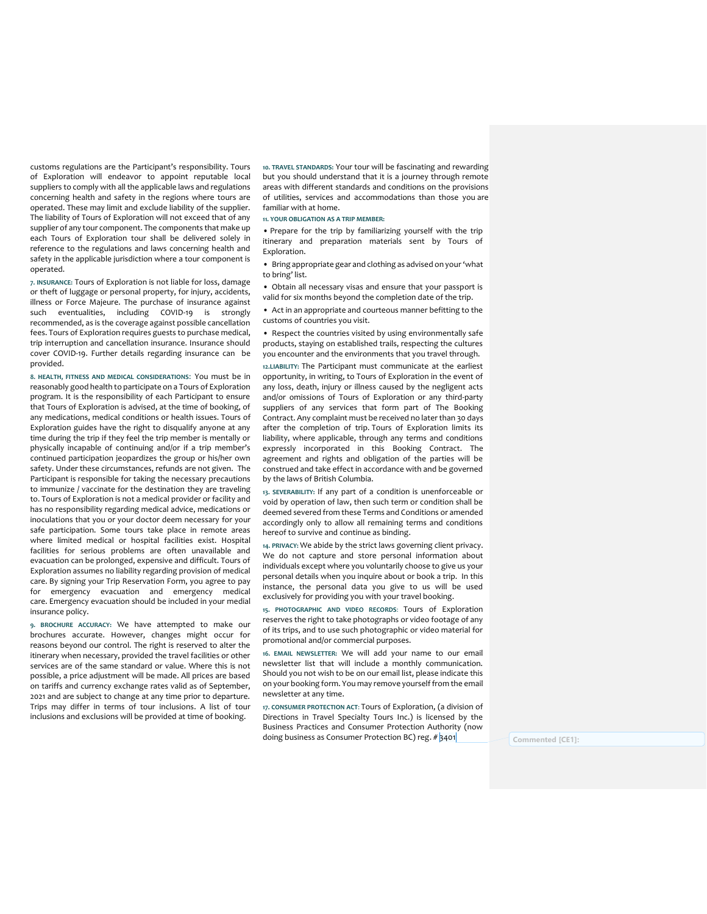customs regulations are the Participant's responsibility. Tours of Exploration will endeavor to appoint reputable local suppliers to comply with all the applicable laws and regulations concerning health and safety in the regions where tours are operated. These may limit and exclude liability of the supplier. The liability of Tours of Exploration will not exceed that of any supplier of any tour component. The components that make up each Tours of Exploration tour shall be delivered solely in reference to the regulations and laws concerning health and safety in the applicable jurisdiction where a tour component is operated.

**7. INSURANCE:** Tours of Exploration is not liable for loss, damage or theft of luggage or personal property, for injury, accidents, illness or Force Majeure. The purchase of insurance against such eventualities, including COVID-19 is strongly recommended, as is the coverage against possible cancellation fees. Tours of Exploration requires guests to purchase medical, trip interruption and cancellation insurance. Insurance should cover COVID-19. Further details regarding insurance can be provided.

**8. HEALTH, FITNESS AND MEDICAL CONSIDERATIONS:** You must be in reasonably good health to participate on a Tours of Exploration program. It is the responsibility of each Participant to ensure that Tours of Exploration is advised, at the time of booking, of any medications, medical conditions or health issues. Tours of Exploration guides have the right to disqualify anyone at any time during the trip if they feel the trip member is mentally or physically incapable of continuing and/or if a trip member's continued participation jeopardizes the group or his/her own safety. Under these circumstances, refunds are not given. The Participant is responsible for taking the necessary precautions to immunize / vaccinate for the destination they are traveling to. Tours of Exploration is not a medical provider or facility and has no responsibility regarding medical advice, medications or inoculations that you or your doctor deem necessary for your safe participation. Some tours take place in remote areas where limited medical or hospital facilities exist. Hospital facilities for serious problems are often unavailable and evacuation can be prolonged, expensive and difficult. Tours of Exploration assumes no liability regarding provision of medical care. By signing your Trip Reservation Form, you agree to pay for emergency evacuation and emergency medical care. Emergency evacuation should be included in your medial insurance policy.

**9. BROCHURE ACCURACY:** We have attempted to make our brochures accurate. However, changes might occur for reasons beyond our control. The right is reserved to alter the itinerary when necessary, provided the travel facilities or other services are of the same standard or value. Where this is not possible, a price adjustment will be made. All prices are based on tariffs and currency exchange rates valid as of September, 2021 and are subject to change at any time prior to departure. Trips may differ in terms of tour inclusions. A list of tour inclusions and exclusions will be provided at time of booking.

**10. TRAVEL STANDARDS:** Your tour will be fascinating and rewarding but you should understand that it is a journey through remote areas with different standards and conditions on the provisions of utilities, services and accommodations than those you are familiar with at home.

**11. YOUR OBLIGATION AS A TRIP MEMBER:**

- Prepare for the trip by familiarizing yourself with the trip itinerary and preparation materials sent by Tours of Exploration.
- Bring appropriate gear and clothing as advised on your 'what to bring' list.
- Obtain all necessary visas and ensure that your passport is valid for six months beyond the completion date of the trip.
- Act in an appropriate and courteous manner befitting to the customs of countries you visit.
- Respect the countries visited by using environmentally safe products, staying on established trails, respecting the cultures you encounter and the environments that you travel through.

**12. LIABILITY:** The Participant must communicate at the earliest opportunity, in writing, to Tours of Exploration in the event of any loss, death, injury or illness caused by the negligent acts and/or omissions of Tours of Exploration or any third-party suppliers of any services that form part of The Booking Contract. Any complaint must be received no later than 30 days after the completion of trip. Tours of Exploration limits its liability, where applicable, through any terms and conditions expressly incorporated in this Booking Contract. The agreement and rights and obligation of the parties will be construed and take effect in accordance with and be governed by the laws of British Columbia.

**13. SEVERABILITY:** If any part of a condition is unenforceable or void by operation of law, then such term or condition shall be deemed severed from these Terms and Conditions or amended accordingly only to allow all remaining terms and conditions hereof to survive and continue as binding.

**14. PRIVACY:** We abide by the strict laws governing client privacy. We do not capture and store personal information about individuals except where you voluntarily choose to give us your personal details when you inquire about or book a trip. In this instance, the personal data you give to us will be used exclusively for providing you with your travel booking.

**15. PHOTOGRAPHIC AND VIDEO RECORDS:** Tours of Exploration reserves the right to take photographs or video footage of any of its trips, and to use such photographic or video material for promotional and/or commercial purposes.

**16. EMAIL NEWSLETTER:** We will add your name to our email newsletter list that will include a monthly communication. Should you not wish to be on our email list, please indicate this on your booking form. You may remove yourself from the email newsletter at any time.

**17. CONSUMER PROTECTION ACT:** Tours of Exploration, (a division of Directions in Travel Specialty Tours Inc.) is licensed by the Business Practices and Consumer Protection Authority (now doing business as Consumer Protection BC) reg. # 3401

Commented [CE1]: